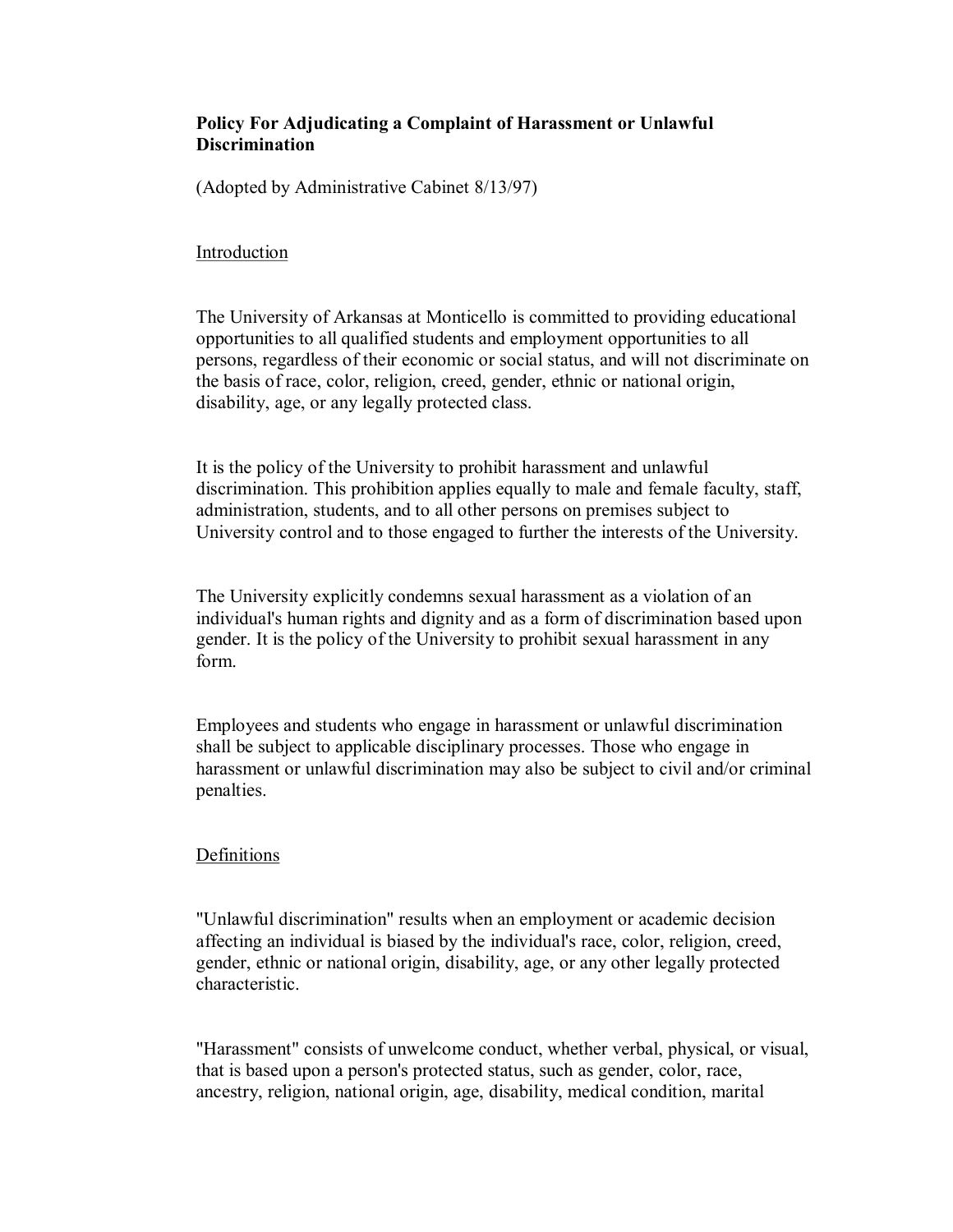**Policy For Adjudicating a Complaint of Harassment or Unlawful Discrimination**

(Adopted by Administrative Cabinet 8/13/97)

Introduction

The University of Arkansas at Monticello is committed to providing educational opportunities to all qualified students and employment opportunities to all persons, regardless of their economic or social status, and will not discriminate on the basis of race, color, religion, creed, gender, ethnic or national origin, disability, age, or any legally protected class.

It is the policy of the University to prohibit harassment and unlawful discrimination. This prohibition applies equally to male and female faculty, staff, administration, students, and to all other persons on premises subject to University control and to those engaged to further the interests of the University.

The University explicitly condemns sexual harassment as a violation of an individual's human rights and dignity and as a form of discrimination based upon gender. It is the policy of the University to prohibit sexual harassment in any form.

Employees and students who engage in harassment or unlawful discrimination shall be subject to applicable disciplinary processes. Those who engage in harassment or unlawful discrimination may also be subject to civil and/or criminal penalties.

Definitions

"Unlawful discrimination" results when an employment or academic decision affecting an individual is biased by the individual's race, color, religion, creed, gender, ethnic or national origin, disability, age, or any other legally protected characteristic.

"Harassment" consists of unwelcome conduct, whether verbal, physical, or visual, that is based upon a person's protected status, such as gender, color, race, ancestry, religion, national origin, age, disability, medical condition, marital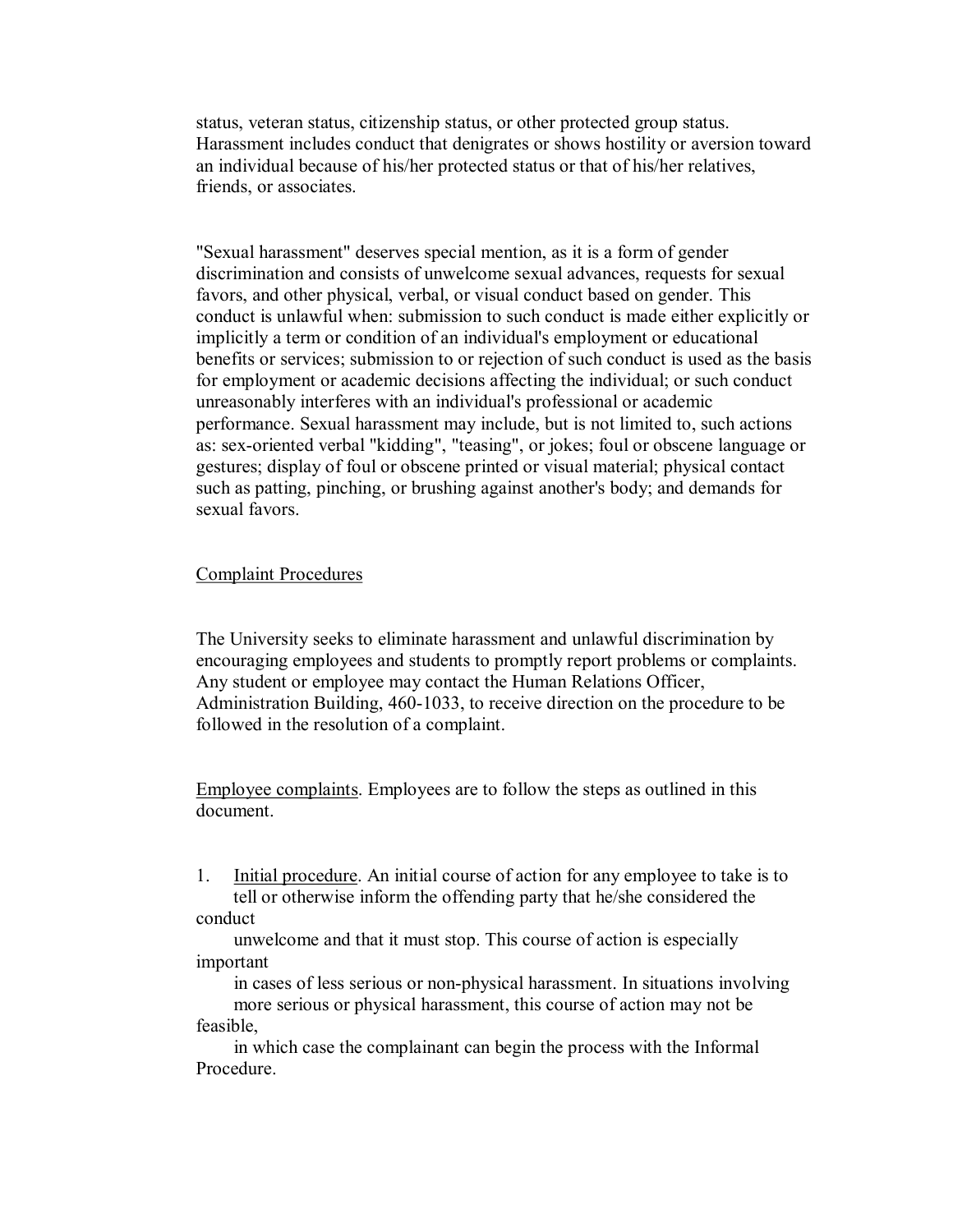status, veteran status, citizenship status, or other protected group status. Harassment includes conduct that denigrates or shows hostility or aversion toward an individual because of his/her protected status or that of his/her relatives, friends, or associates.

"Sexual harassment" deserves special mention, as it is a form of gender discrimination and consists of unwelcome sexual advances, requests for sexual favors, and other physical, verbal, or visual conduct based on gender. This conduct is unlawful when: submission to such conduct is made either explicitly or implicitly a term or condition of an individual's employment or educational benefits or services; submission to or rejection of such conduct is used as the basis for employment or academic decisions affecting the individual; or such conduct unreasonably interferes with an individual's professional or academic performance. Sexual harassment may include, but is not limited to, such actions as: sex-oriented verbal "kidding", "teasing", or jokes; foul or obscene language or gestures; display of foul or obscene printed or visual material; physical contact such as patting, pinching, or brushing against another's body; and demands for sexual favors.

<u>Complaint Procedures</u>

The University seeks to eliminate harassment and unlawful discrimination by encouraging employees and students to promptly report problems or complaints. Any student or employee may contact the Human Relations Officer, Administration Building, 460-1033, to receive direction on the procedure to be followed in the resolution of a complaint.

<u>Employee complaints</u>. Employees are to follow the steps as outlined in this document.

1. <u>Initial procedure</u>. An initial course of action for any employee to take is to tell or otherwise inform the offending party that he/she considered the conduct unwelcome and that it must stop. This course of action is especially important in cases of less serious or non-physical harassment. In situations involving more serious or physical harassment, this course of action may not be feasible, in which case the complainant can begin the process with the Informal Procedure.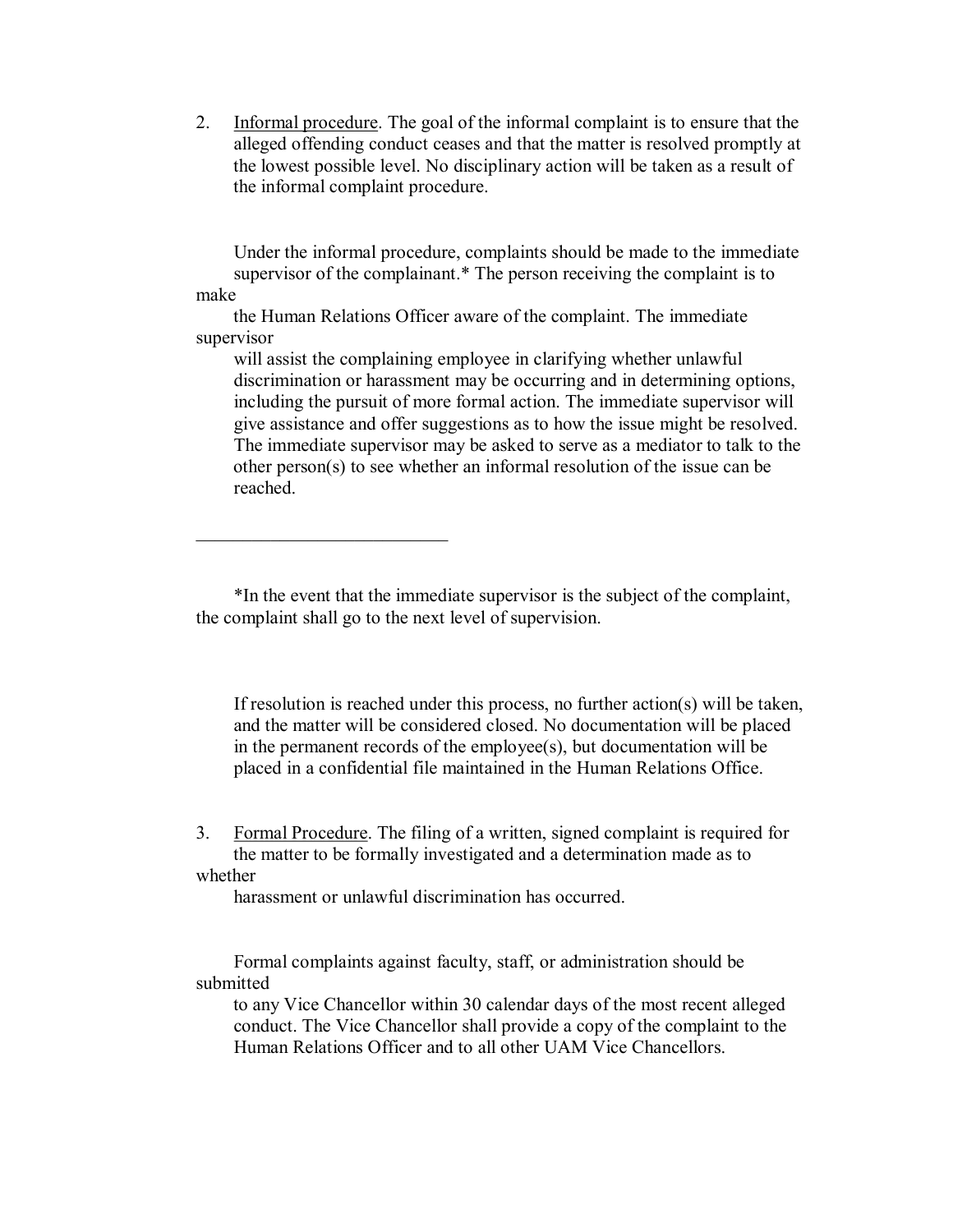2. Informal procedure. The goal of the informal complaint is to ensure that the alleged offending conduct ceases and that the matter is resolved promptly at the lowest possible level. No disciplinary action will be taken as a result of the informal complaint procedure.

Under the informal procedure, complaints should be made to the immediate supervisor of the complainant.* The person receiving the complaint is to make the Human Relations Officer aware of the complaint. The immediate supervisor will assist the complaining employee in clarifying whether unlawful discrimination or harassment may be occurring and in determining options, including the pursuit of more formal action. The immediate supervisor will give assistance and offer suggestions as to how the issue might be resolved. The immediate supervisor may be asked to serve as a mediator to talk to the other person(s) to see whether an informal resolution of the issue can be reached.

---

*In the event that the immediate supervisor is the subject of the complaint, the complaint shall go to the next level of supervision.

If resolution is reached under this process, no further action(s) will be taken, and the matter will be considered closed. No documentation will be placed in the permanent records of the employee(s), but documentation will be placed in a confidential file maintained in the Human Relations Office.

3. Formal Procedure. The filing of a written, signed complaint is required for the matter to be formally investigated and a determination made as to whether harassment or unlawful discrimination has occurred.

Formal complaints against faculty, staff, or administration should be submitted to any Vice Chancellor within 30 calendar days of the most recent alleged conduct. The Vice Chancellor shall provide a copy of the complaint to the Human Relations Officer and to all other UAM Vice Chancellors.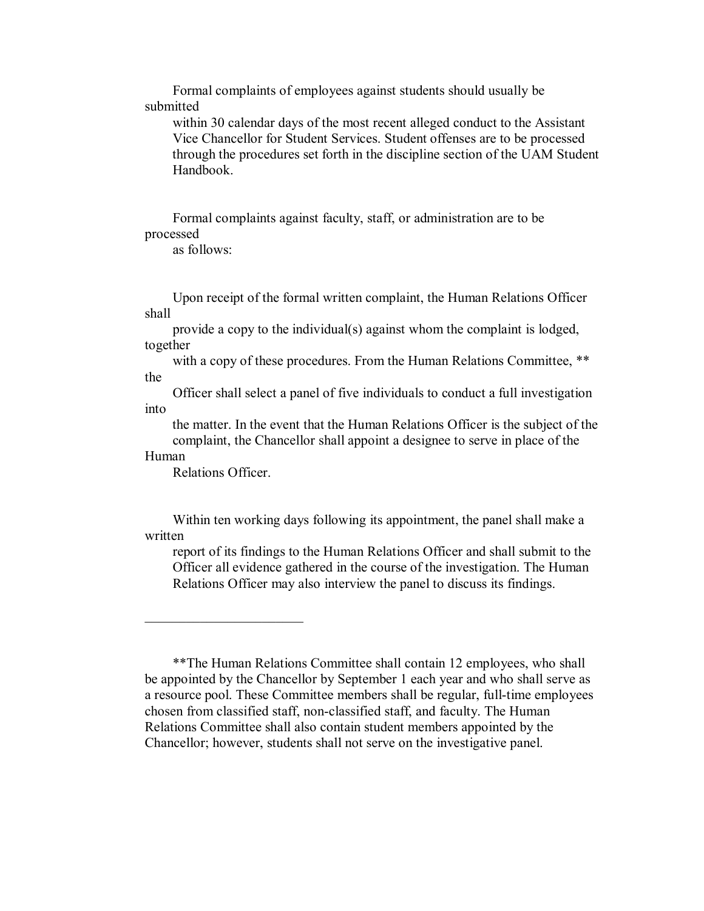Formal complaints of employees against students should usually be submitted within 30 calendar days of the most recent alleged conduct to the Assistant Vice Chancellor for Student Services. Student offenses are to be processed through the procedures set forth in the discipline section of the UAM Student Handbook.

Formal complaints against faculty, staff, or administration are to be processed as follows:

Upon receipt of the formal written complaint, the Human Relations Officer shall provide a copy to the individual(s) against whom the complaint is lodged, together with a copy of these procedures. From the Human Relations Committee, ** the Officer shall select a panel of five individuals to conduct a full investigation into the matter. In the event that the Human Relations Officer is the subject of the complaint, the Chancellor shall appoint a designee to serve in place of the Human Relations Officer.

Within ten working days following its appointment, the panel shall make a written report of its findings to the Human Relations Officer and shall submit to the Officer all evidence gathered in the course of the investigation. The Human Relations Officer may also interview the panel to discuss its findings.

---

**The Human Relations Committee shall contain 12 employees, who shall be appointed by the Chancellor by September 1 each year and who shall serve as a resource pool. These Committee members shall be regular, full-time employees chosen from classified staff, non-classified staff, and faculty. The Human Relations Committee shall also contain student members appointed by the Chancellor; however, students shall not serve on the investigative panel.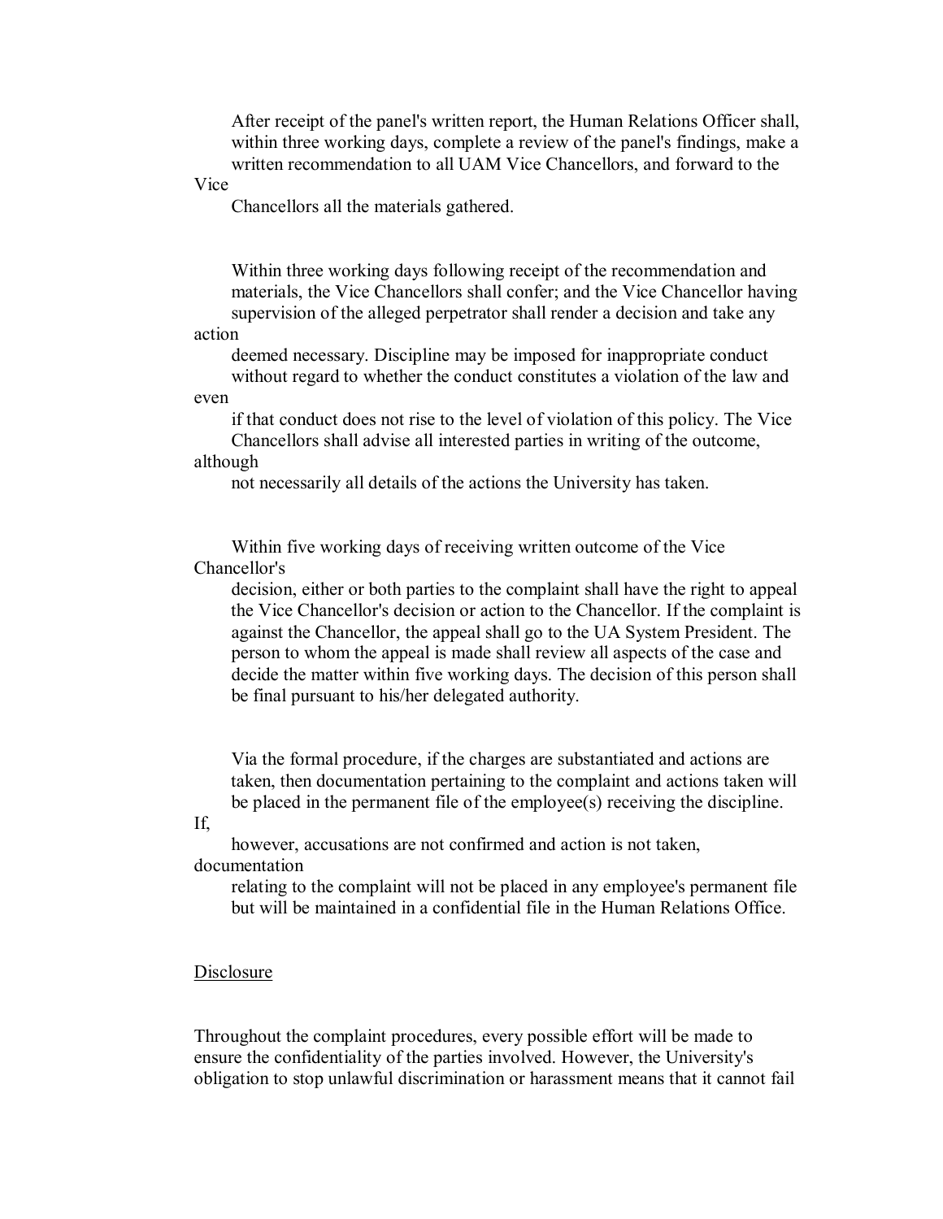After receipt of the panel's written report, the Human Relations Officer shall, within three working days, complete a review of the panel's findings, make a written recommendation to all UAM Vice Chancellors, and forward to the Vice Chancellors all the materials gathered.

Within three working days following receipt of the recommendation and materials, the Vice Chancellors shall confer; and the Vice Chancellor having supervision of the alleged perpetrator shall render a decision and take any action deemed necessary. Discipline may be imposed for inappropriate conduct without regard to whether the conduct constitutes a violation of the law and even if that conduct does not rise to the level of violation of this policy. The Vice Chancellors shall advise all interested parties in writing of the outcome, although not necessarily all details of the actions the University has taken.

Within five working days of receiving written outcome of the Vice Chancellor's decision, either or both parties to the complaint shall have the right to appeal the Vice Chancellor's decision or action to the Chancellor. If the complaint is against the Chancellor, the appeal shall go to the UA System President. The person to whom the appeal is made shall review all aspects of the case and decide the matter within five working days. The decision of this person shall be final pursuant to his/her delegated authority.

Via the formal procedure, if the charges are substantiated and actions are taken, then documentation pertaining to the complaint and actions taken will be placed in the permanent file of the employee(s) receiving the discipline. If, however, accusations are not confirmed and action is not taken, documentation relating to the complaint will not be placed in any employee's permanent file but will be maintained in a confidential file in the Human Relations Office.

<u>Disclosure</u>

Throughout the complaint procedures, every possible effort will be made to ensure the confidentiality of the parties involved. However, the University's obligation to stop unlawful discrimination or harassment means that it cannot fail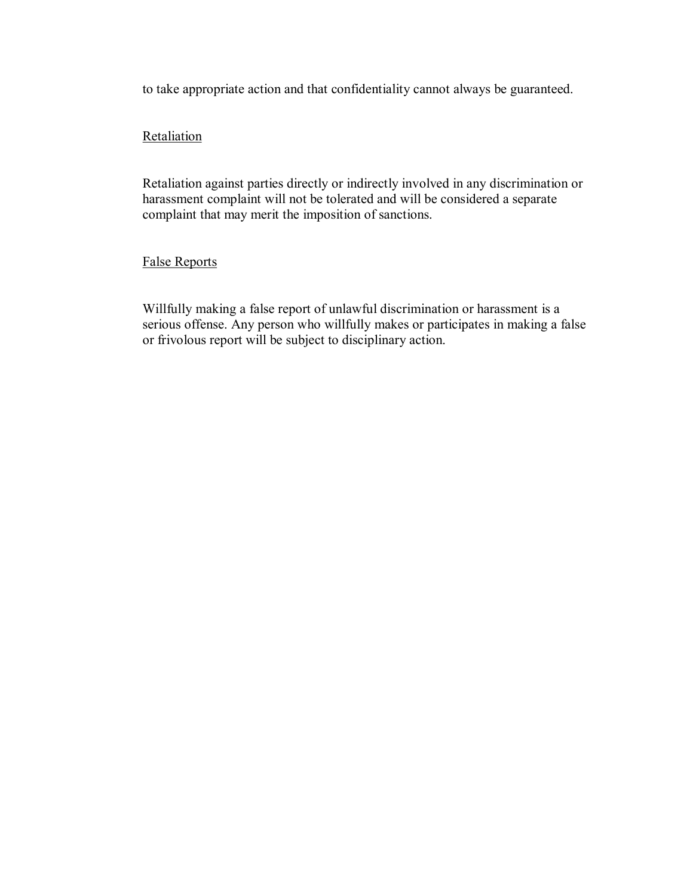to take appropriate action and that confidentiality cannot always be guaranteed.

### Retaliation

Retaliation against parties directly or indirectly involved in any discrimination or harassment complaint will not be tolerated and will be considered a separate complaint that may merit the imposition of sanctions.

### False Reports

Willfully making a false report of unlawful discrimination or harassment is a serious offense. Any person who willfully makes or participates in making a false or frivolous report will be subject to disciplinary action.